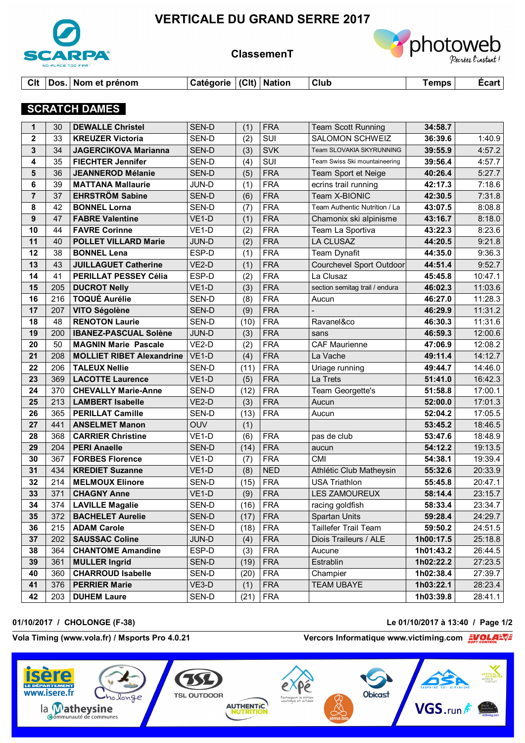# VERTICALE DU GRAND SERRE 2017

## ClassemenT

## SCRATCH DAMES

| Clt | Dos. | Nom et prénom | Catégorie | (Clt) | Nation | Club | Temps | Écart |
|---|---|---|---|---|---|---|---|---|
| 1 | 30 | DEWALLE Christel | SEN-D | (1) | FRA | Team Scott Running | 34:58.7 | |
| 2 | 33 | KREUZER Victoria | SEN-D | (2) | SUI | SALOMON SCHWEIZ | 36:39.6 | 1:40.9 |
| 3 | 34 | JAGERCIKOVA Marianna | SEN-D | (3) | SVK | Team SLOVAKIA SKYRUNNING | 39:55.9 | 4:57.2 |
| 4 | 35 | FIECHTER Jennifer | SEN-D | (4) | SUI | Team Swiss Ski mountaineering | 39:56.4 | 4:57.7 |
| 5 | 36 | JEANNEROD Mélanie | SEN-D | (5) | FRA | Team Sport et Neige | 40:26.4 | 5:27.7 |
| 6 | 39 | MATTANA Mallaurie | JUN-D | (1) | FRA | ecrins trail running | 42:17.3 | 7:18.6 |
| 7 | 37 | EHRSTRÖM Sabine | SEN-D | (6) | FRA | Team X-BIONIC | 42:30.5 | 7:31.8 |
| 8 | 42 | BONNEL Lorna | SEN-D | (7) | FRA | Team Authentic Nutrition / La | 43:07.5 | 8:08.8 |
| 9 | 47 | FABRE Valentine | VE1-D | (1) | FRA | Chamonix ski alpinisme | 43:16.7 | 8:18.0 |
| 10 | 44 | FAVRE Corinne | VE1-D | (2) | FRA | Team La Sportiva | 43:22.3 | 8:23.6 |
| 11 | 40 | POLLET VILLARD Marie | JUN-D | (2) | FRA | LA CLUSAZ | 44:20.5 | 9:21.8 |
| 12 | 38 | BONNEL Lena | ESP-D | (1) | FRA | Team Dynafit | 44:35.0 | 9:36.3 |
| 13 | 43 | JUILLAGUET Catherine | VE2-D | (1) | FRA | Courchevel Sport Outdoor | 44:51.4 | 9:52.7 |
| 14 | 41 | PERILLAT PESSEY Célia | ESP-D | (2) | FRA | La Clusaz | 45:45.8 | 10:47.1 |
| 15 | 205 | DUCROT Nelly | VE1-D | (3) | FRA | section semitag trail / endura | 46:02.3 | 11:03.6 |
| 16 | 216 | TOQUÉ Aurélie | SEN-D | (8) | FRA | Aucun | 46:27.0 | 11:28.3 |
| 17 | 207 | VITO Ségolène | SEN-D | (9) | FRA | - | 46:29.9 | 11:31.2 |
| 18 | 48 | RENOTON Laurie | SEN-D | (10) | FRA | Ravanel&co | 46:30.3 | 11:31.6 |
| 19 | 200 | IBANEZ-PASCUAL Solène | JUN-D | (3) | FRA | sans | 46:59.3 | 12:00.6 |
| 20 | 50 | MAGNIN Marie Pascale | VE2-D | (2) | FRA | CAF Maurienne | 47:06.9 | 12:08.2 |
| 21 | 208 | MOLLIET RIBET Alexandrine | VE1-D | (4) | FRA | La Vache | 49:11.4 | 14:12.7 |
| 22 | 206 | TALEUX Nellie | SEN-D | (11) | FRA | Uriage running | 49:44.7 | 14:46.0 |
| 23 | 369 | LACOTTE Laurence | VE1-D | (5) | FRA | La Trets | 51:41.0 | 16:42.3 |
| 24 | 370 | CHEVALLY Marie-Anne | SEN-D | (12) | FRA | Team Georgette's | 51:58.8 | 17:00.1 |
| 25 | 213 | LAMBERT Isabelle | VE2-D | (3) | FRA | Aucun | 52:00.0 | 17:01.3 |
| 26 | 365 | PERILLAT Camille | SEN-D | (13) | FRA | Aucun | 52:04.2 | 17:05.5 |
| 27 | 441 | ANSELMET Manon | OUV | (1) | | | 53:45.2 | 18:46.5 |
| 28 | 368 | CARRIER Christine | VE1-D | (6) | FRA | pas de club | 53:47.6 | 18:48.9 |
| 29 | 204 | PERI Anaelle | SEN-D | (14) | FRA | aucun | 54:12.2 | 19:13.5 |
| 30 | 367 | FORBES Florence | VE1-D | (7) | FRA | CMI | 54:38.1 | 19:39.4 |
| 31 | 434 | KREDIET Suzanne | VE1-D | (8) | NED | Athlétic Club Mathesyin | 55:32.6 | 20:33.9 |
| 32 | 214 | MELMOUX Elinore | SEN-D | (15) | FRA | USA Triathlon | 55:45.8 | 20:47.1 |
| 33 | 371 | CHAGNY Anne | VE1-D | (9) | FRA | LES ZAMOUREUX | 58:14.4 | 23:15.7 |
| 34 | 374 | LAVILLE Magalie | SEN-D | (16) | FRA | racing goldfish | 58:33.4 | 23:34.7 |
| 35 | 372 | BACHELET Aurelie | SEN-D | (17) | FRA | Spartan Units | 59:28.4 | 24:29.7 |
| 36 | 215 | ADAM Carole | SEN-D | (18) | FRA | Taillefer Trail Team | 59:50.2 | 24:51.5 |
| 37 | 202 | SAUSSAC Coline | JUN-D | (4) | FRA | Diois Traileurs / ALE | 1h00:17.5 | 25:18.8 |
| 38 | 364 | CHANTOME Amandine | ESP-D | (3) | FRA | Aucune | 1h01:43.2 | 26:44.5 |
| 39 | 361 | MULLER Ingrid | SEN-D | (19) | FRA | Estrablin | 1h02:22.2 | 27:23.5 |
| 40 | 360 | CHARROUD Isabelle | SEN-D | (20) | FRA | Champier | 1h02:38.4 | 27:39.7 |
| 41 | 376 | PERRIER Marie | VE3-D | (1) | FRA | TEAM UBAYE | 1h03:22.1 | 28:23.4 |
| 42 | 203 | DUHEM Laure | SEN-D | (21) | FRA | | 1h03:39.8 | 28:41.1 |

01/10/2017 / CHOLONGE (F-38) — Le 01/10/2017 à 13:40

Vola Timing (www.vola.fr) / Msports Pro 4.0.21 — Vercors Informatique www.victiming.com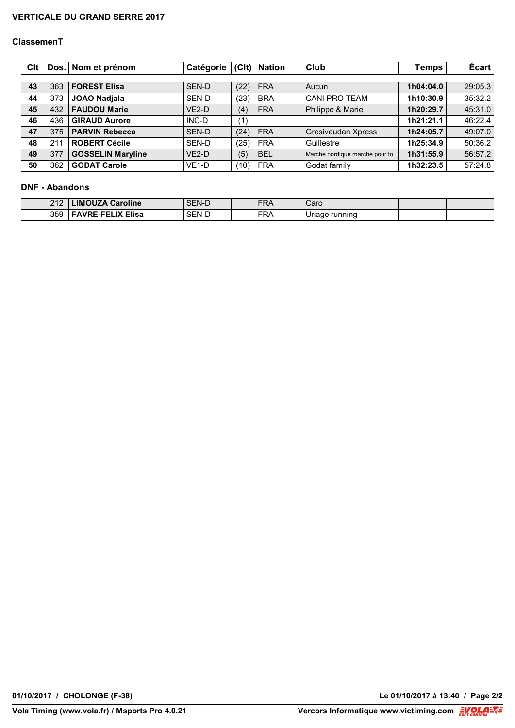**VERTICALE DU GRAND SERRE 2017**

**ClassemenT**

| Clt | Dos. | Nom et prénom | Catégorie | (Clt) | Nation | Club | Temps | Écart |
|---|---|---|---|---|---|---|---|---|
| **43** | 363 | **FOREST Elisa** | SEN-D | (22) | FRA | Aucun | **1h04:04.0** | 29:05.3 |
| **44** | 373 | **JOAO Nadjala** | SEN-D | (23) | BRA | CANI PRO TEAM | **1h10:30.9** | 35:32.2 |
| **45** | 432 | **FAUDOU Marie** | VE2-D | (4) | FRA | Philippe & Marie | **1h20:29.7** | 45:31.0 |
| **46** | 436 | **GIRAUD Aurore** | INC-D | (1) | | | **1h21:21.1** | 46:22.4 |
| **47** | 375 | **PARVIN Rebecca** | SEN-D | (24) | FRA | Gresivaudan Xpress | **1h24:05.7** | 49:07.0 |
| **48** | 211 | **ROBERT Cécile** | SEN-D | (25) | FRA | Guillestre | **1h25:34.9** | 50:36.2 |
| **49** | 377 | **GOSSELIN Maryline** | VE2-D | (5) | BEL | Marche nordique marche pour to | **1h31:55.9** | 56:57.2 |
| **50** | 362 | **GODAT Carole** | VE1-D | (10) | FRA | Godat family | **1h32:23.5** | 57:24.8 |

**DNF - Abandons**

| | | | | | | | | |
|---|---|---|---|---|---|---|---|---|
| | 212 | **LIMOUZA Caroline** | SEN-D | | FRA | Caro | | |
| | 359 | **FAVRE-FELIX Elisa** | SEN-D | | FRA | Uriage running | | |

**01/10/2017 / CHOLONGE (F-38)** **Le 01/10/2017 à 13:40**

**Vola Timing (www.vola.fr) / Msports Pro 4.0.21** **Vercors Informatique www.victiming.com**